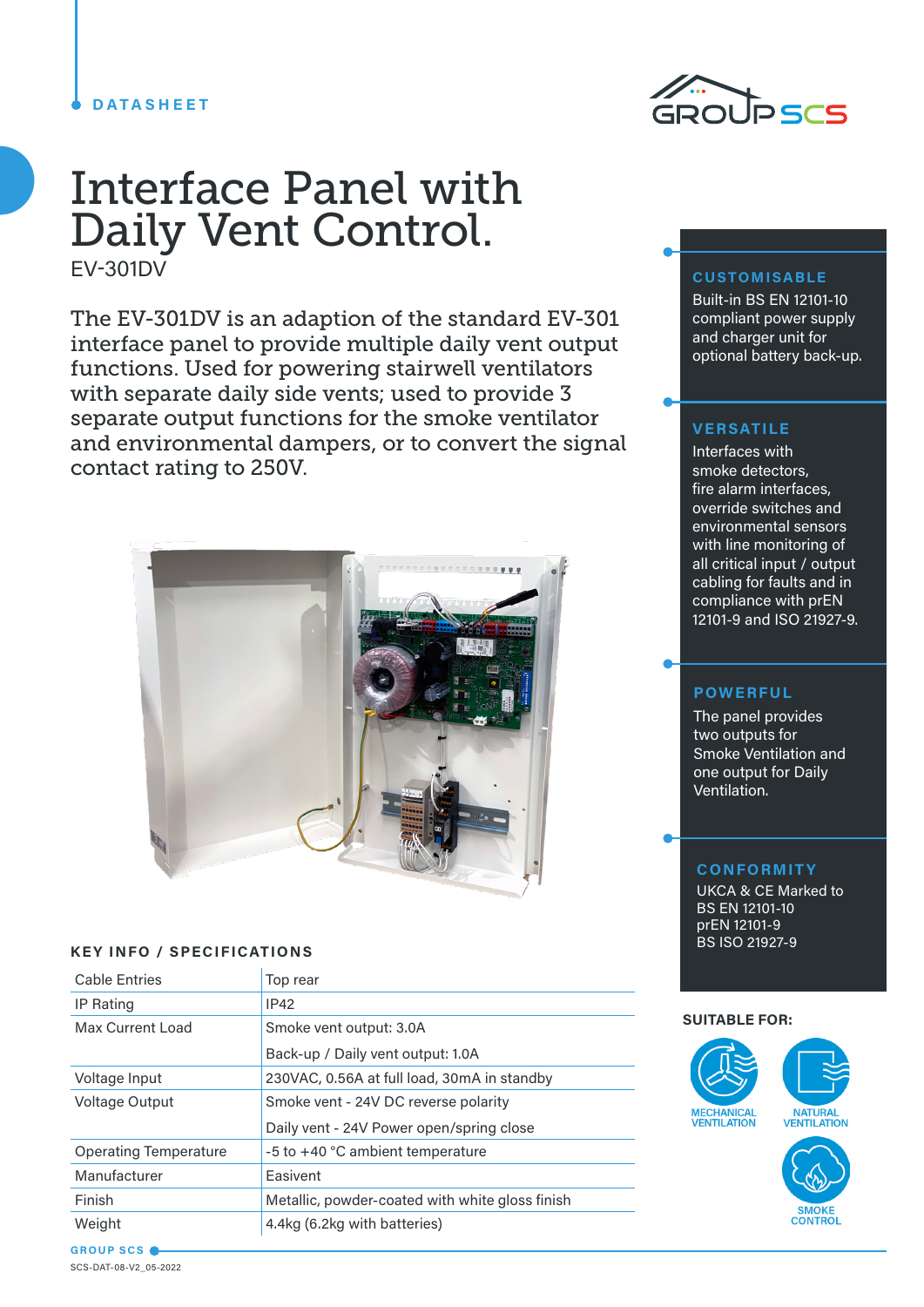DATASHEET

# Interface Panel with Daily Vent Control.

EV-301DV

The EV-301DV is an adaption of the standard EV-301 interface panel to provide multiple daily vent output functions. Used for powering stairwell ventilators with separate daily side vents; used to provide 3 separate output functions for the smoke ventilator and environmental dampers, or to convert the signal contact rating to 250V.

## KEY INFO / SPECIFICATIONS

| | |
|---|---|
| Cable Entries | Top rear |
| IP Rating | IP42 |
| Max Current Load | Smoke vent output: 3.0A<br>Back-up / Daily vent output: 1.0A |
| Voltage Input | 230VAC, 0.56A at full load, 30mA in standby |
| Voltage Output | Smoke vent - 24V DC reverse polarity<br>Daily vent - 24V Power open/spring close |
| Operating Temperature | -5 to +40 °C ambient temperature |
| Manufacturer | Easivent |
| Finish | Metallic, powder-coated with white gloss finish |
| Weight | 4.4kg (6.2kg with batteries) |

### CUSTOMISABLE

Built-in BS EN 12101-10 compliant power supply and charger unit for optional battery back-up.

### VERSATILE

Interfaces with smoke detectors, fire alarm interfaces, override switches and environmental sensors with line monitoring of all critical input / output cabling for faults and in compliance with prEN 12101-9 and ISO 21927-9.

### POWERFUL

The panel provides two outputs for Smoke Ventilation and one output for Daily Ventilation.

### CONFORMITY

UKCA & CE Marked to
BS EN 12101-10
prEN 12101-9
BS ISO 21927-9

**SUITABLE FOR:**

MECHANICAL VENTILATION
NATURAL VENTILATION
SMOKE CONTROL

SCS-DAT-08-V2_05-2022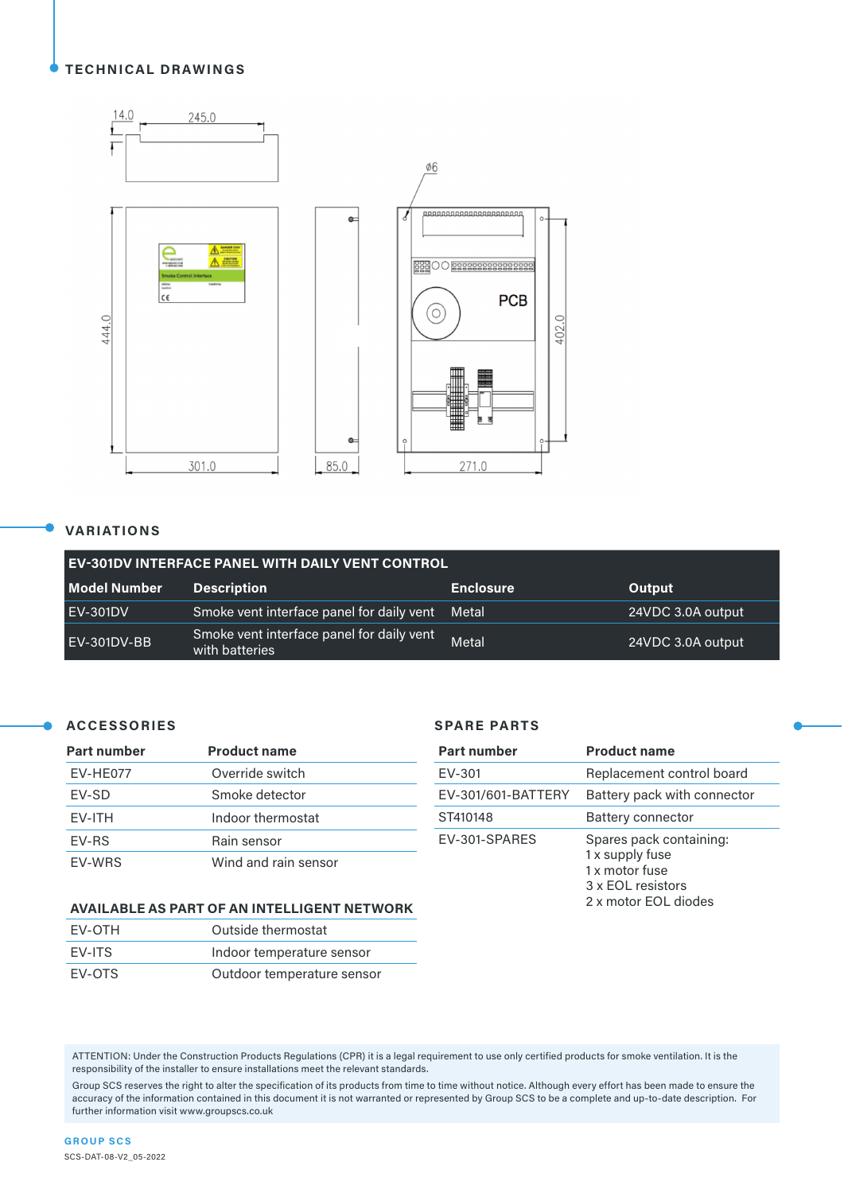## TECHNICAL DRAWINGS

14.0
245.0
444.0
301.0
85.0
Ø6
PCB
402.0
271.0

## VARIATIONS

| EV-301DV INTERFACE PANEL WITH DAILY VENT CONTROL | | | |
|---|---|---|---|
| **Model Number** | **Description** | **Enclosure** | **Output** |
| EV-301DV | Smoke vent interface panel for daily vent | Metal | 24VDC 3.0A output |
| EV-301DV-BB | Smoke vent interface panel for daily vent with batteries | Metal | 24VDC 3.0A output |

## ACCESSORIES

| Part number | Product name |
|---|---|
| EV-HE077 | Override switch |
| EV-SD | Smoke detector |
| EV-ITH | Indoor thermostat |
| EV-RS | Rain sensor |
| EV-WRS | Wind and rain sensor |

### AVAILABLE AS PART OF AN INTELLIGENT NETWORK

| | |
|---|---|
| EV-OTH | Outside thermostat |
| EV-ITS | Indoor temperature sensor |
| EV-OTS | Outdoor temperature sensor |

## SPARE PARTS

| Part number | Product name |
|---|---|
| EV-301 | Replacement control board |
| EV-301/601-BATTERY | Battery pack with connector |
| ST410148 | Battery connector |
| EV-301-SPARES | Spares pack containing:<br>1 x supply fuse<br>1 x motor fuse<br>3 x EOL resistors<br>2 x motor EOL diodes |

ATTENTION: Under the Construction Products Regulations (CPR) it is a legal requirement to use only certified products for smoke ventilation. It is the responsibility of the installer to ensure installations meet the relevant standards.

Group SCS reserves the right to alter the specification of its products from time to time without notice. Although every effort has been made to ensure the accuracy of the information contained in this document it is not warranted or represented by Group SCS to be a complete and up-to-date description. For further information visit www.groupscs.co.uk

GROUP SCS

SCS-DAT-08-V2_05-2022